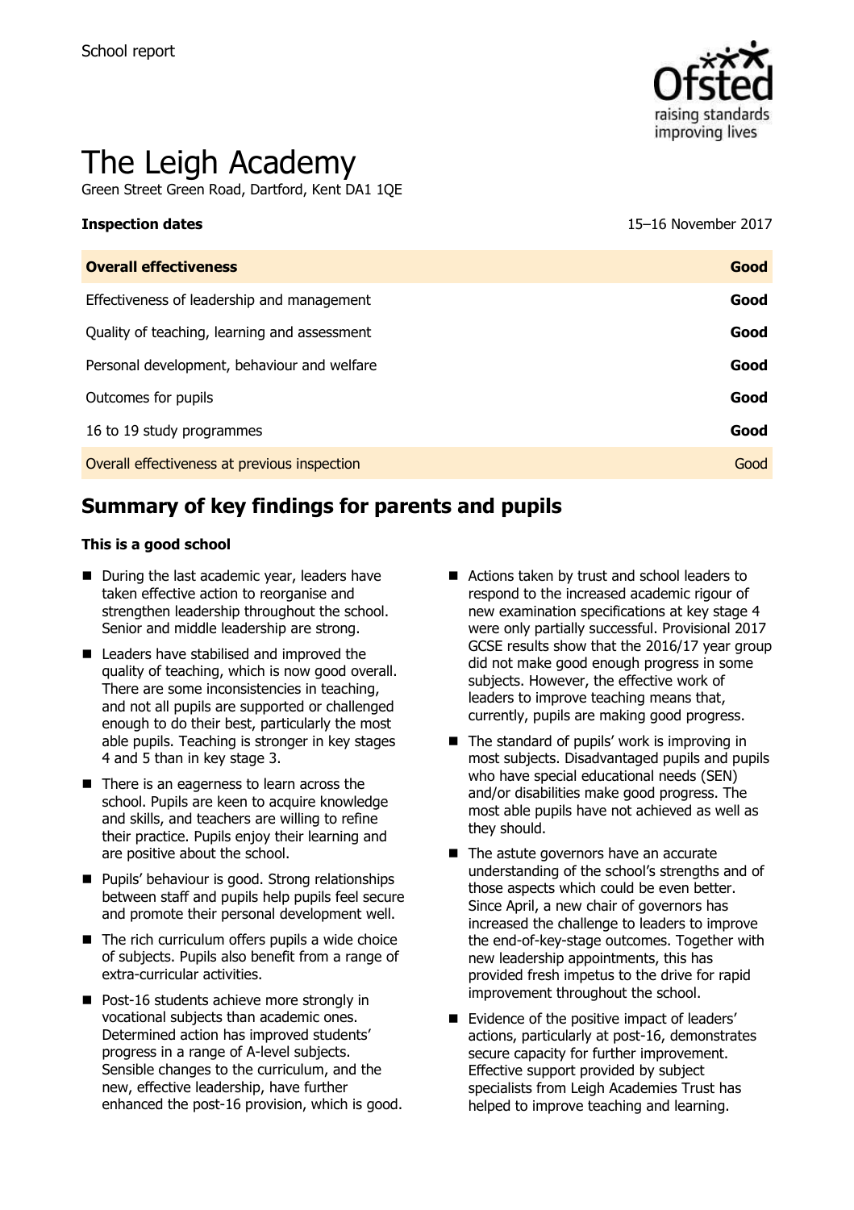School report

# The Leigh Academy

Green Street Green Road, Dartford, Kent DA1 1QE

**Inspection dates** 15–16 November 2017

| **Overall effectiveness** | **Good** |
|---|---|
| Effectiveness of leadership and management | **Good** |
| Quality of teaching, learning and assessment | **Good** |
| Personal development, behaviour and welfare | **Good** |
| Outcomes for pupils | **Good** |
| 16 to 19 study programmes | **Good** |
| Overall effectiveness at previous inspection | Good |

## Summary of key findings for parents and pupils

**This is a good school**

- During the last academic year, leaders have taken effective action to reorganise and strengthen leadership throughout the school. Senior and middle leadership are strong.
- Leaders have stabilised and improved the quality of teaching, which is now good overall. There are some inconsistencies in teaching, and not all pupils are supported or challenged enough to do their best, particularly the most able pupils. Teaching is stronger in key stages 4 and 5 than in key stage 3.
- There is an eagerness to learn across the school. Pupils are keen to acquire knowledge and skills, and teachers are willing to refine their practice. Pupils enjoy their learning and are positive about the school.
- Pupils' behaviour is good. Strong relationships between staff and pupils help pupils feel secure and promote their personal development well.
- The rich curriculum offers pupils a wide choice of subjects. Pupils also benefit from a range of extra-curricular activities.
- Post-16 students achieve more strongly in vocational subjects than academic ones. Determined action has improved students' progress in a range of A-level subjects. Sensible changes to the curriculum, and the new, effective leadership, have further enhanced the post-16 provision, which is good.
- Actions taken by trust and school leaders to respond to the increased academic rigour of new examination specifications at key stage 4 were only partially successful. Provisional 2017 GCSE results show that the 2016/17 year group did not make good enough progress in some subjects. However, the effective work of leaders to improve teaching means that, currently, pupils are making good progress.
- The standard of pupils' work is improving in most subjects. Disadvantaged pupils and pupils who have special educational needs (SEN) and/or disabilities make good progress. The most able pupils have not achieved as well as they should.
- The astute governors have an accurate understanding of the school's strengths and of those aspects which could be even better. Since April, a new chair of governors has increased the challenge to leaders to improve the end-of-key-stage outcomes. Together with new leadership appointments, this has provided fresh impetus to the drive for rapid improvement throughout the school.
- Evidence of the positive impact of leaders' actions, particularly at post-16, demonstrates secure capacity for further improvement. Effective support provided by subject specialists from Leigh Academies Trust has helped to improve teaching and learning.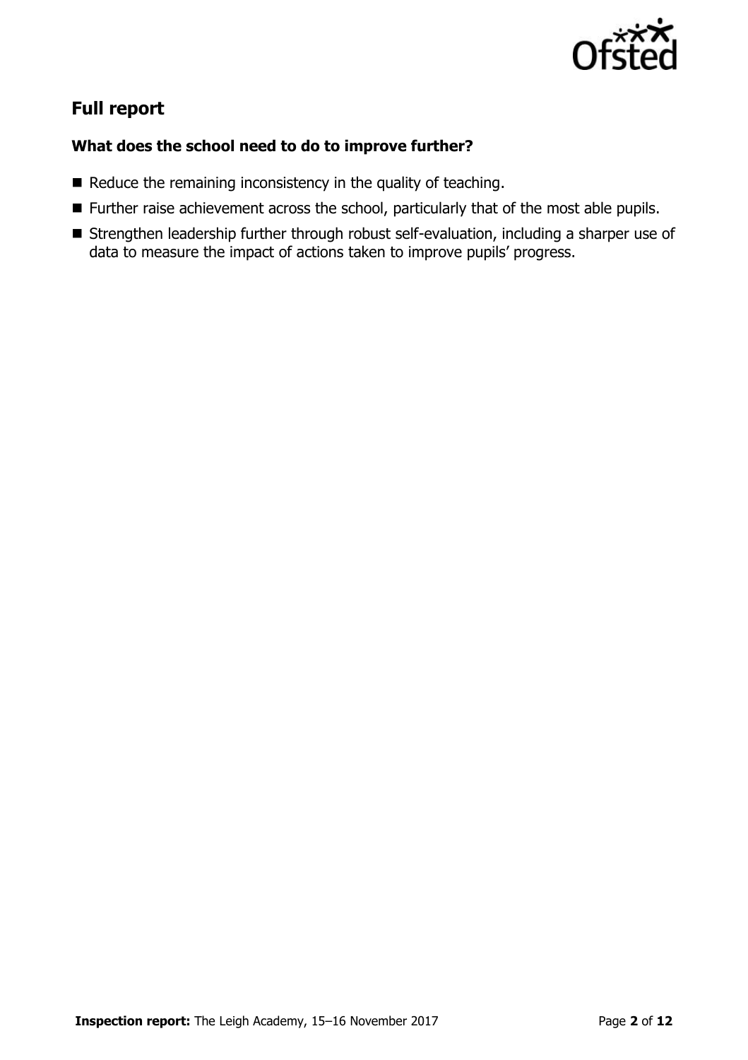## Full report

### What does the school need to do to improve further?

- Reduce the remaining inconsistency in the quality of teaching.
- Further raise achievement across the school, particularly that of the most able pupils.
- Strengthen leadership further through robust self-evaluation, including a sharper use of data to measure the impact of actions taken to improve pupils' progress.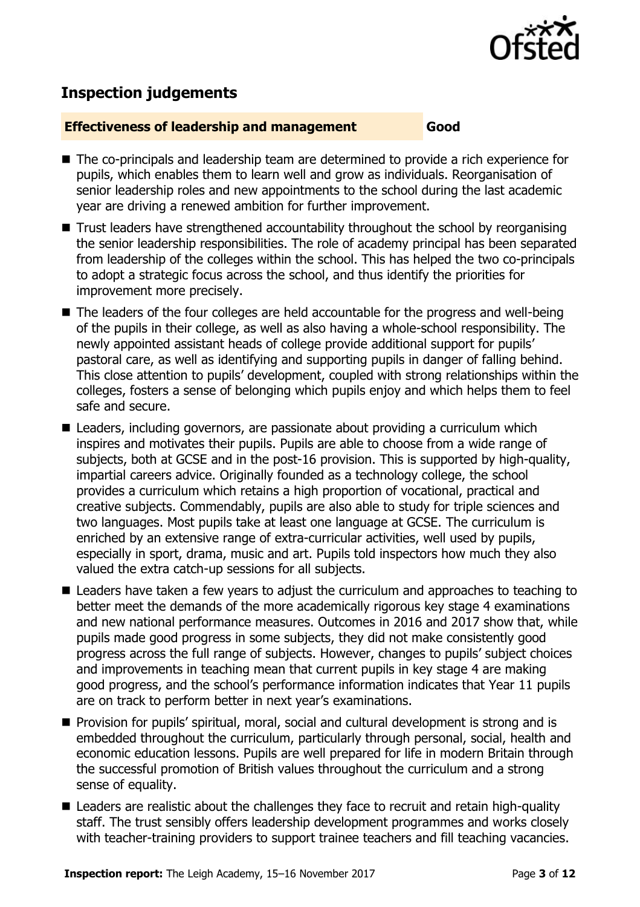## Inspection judgements

**Effectiveness of leadership and management** **Good**

- The co-principals and leadership team are determined to provide a rich experience for pupils, which enables them to learn well and grow as individuals. Reorganisation of senior leadership roles and new appointments to the school during the last academic year are driving a renewed ambition for further improvement.
- Trust leaders have strengthened accountability throughout the school by reorganising the senior leadership responsibilities. The role of academy principal has been separated from leadership of the colleges within the school. This has helped the two co-principals to adopt a strategic focus across the school, and thus identify the priorities for improvement more precisely.
- The leaders of the four colleges are held accountable for the progress and well-being of the pupils in their college, as well as also having a whole-school responsibility. The newly appointed assistant heads of college provide additional support for pupils' pastoral care, as well as identifying and supporting pupils in danger of falling behind. This close attention to pupils' development, coupled with strong relationships within the colleges, fosters a sense of belonging which pupils enjoy and which helps them to feel safe and secure.
- Leaders, including governors, are passionate about providing a curriculum which inspires and motivates their pupils. Pupils are able to choose from a wide range of subjects, both at GCSE and in the post-16 provision. This is supported by high-quality, impartial careers advice. Originally founded as a technology college, the school provides a curriculum which retains a high proportion of vocational, practical and creative subjects. Commendably, pupils are also able to study for triple sciences and two languages. Most pupils take at least one language at GCSE. The curriculum is enriched by an extensive range of extra-curricular activities, well used by pupils, especially in sport, drama, music and art. Pupils told inspectors how much they also valued the extra catch-up sessions for all subjects.
- Leaders have taken a few years to adjust the curriculum and approaches to teaching to better meet the demands of the more academically rigorous key stage 4 examinations and new national performance measures. Outcomes in 2016 and 2017 show that, while pupils made good progress in some subjects, they did not make consistently good progress across the full range of subjects. However, changes to pupils' subject choices and improvements in teaching mean that current pupils in key stage 4 are making good progress, and the school's performance information indicates that Year 11 pupils are on track to perform better in next year's examinations.
- Provision for pupils' spiritual, moral, social and cultural development is strong and is embedded throughout the curriculum, particularly through personal, social, health and economic education lessons. Pupils are well prepared for life in modern Britain through the successful promotion of British values throughout the curriculum and a strong sense of equality.
- Leaders are realistic about the challenges they face to recruit and retain high-quality staff. The trust sensibly offers leadership development programmes and works closely with teacher-training providers to support trainee teachers and fill teaching vacancies.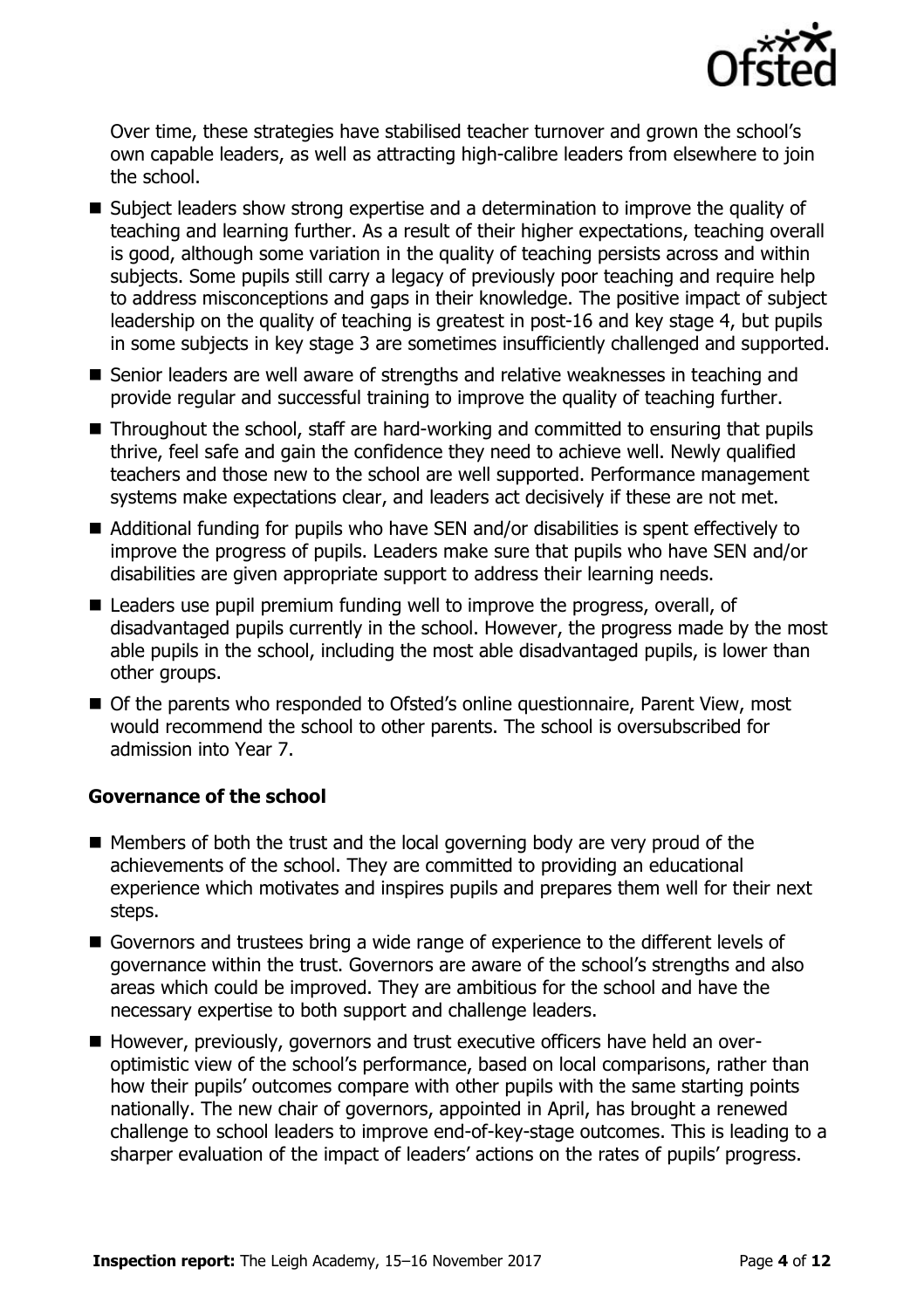Over time, these strategies have stabilised teacher turnover and grown the school's own capable leaders, as well as attracting high-calibre leaders from elsewhere to join the school.

- Subject leaders show strong expertise and a determination to improve the quality of teaching and learning further. As a result of their higher expectations, teaching overall is good, although some variation in the quality of teaching persists across and within subjects. Some pupils still carry a legacy of previously poor teaching and require help to address misconceptions and gaps in their knowledge. The positive impact of subject leadership on the quality of teaching is greatest in post-16 and key stage 4, but pupils in some subjects in key stage 3 are sometimes insufficiently challenged and supported.
- Senior leaders are well aware of strengths and relative weaknesses in teaching and provide regular and successful training to improve the quality of teaching further.
- Throughout the school, staff are hard-working and committed to ensuring that pupils thrive, feel safe and gain the confidence they need to achieve well. Newly qualified teachers and those new to the school are well supported. Performance management systems make expectations clear, and leaders act decisively if these are not met.
- Additional funding for pupils who have SEN and/or disabilities is spent effectively to improve the progress of pupils. Leaders make sure that pupils who have SEN and/or disabilities are given appropriate support to address their learning needs.
- Leaders use pupil premium funding well to improve the progress, overall, of disadvantaged pupils currently in the school. However, the progress made by the most able pupils in the school, including the most able disadvantaged pupils, is lower than other groups.
- Of the parents who responded to Ofsted's online questionnaire, Parent View, most would recommend the school to other parents. The school is oversubscribed for admission into Year 7.

### Governance of the school

- Members of both the trust and the local governing body are very proud of the achievements of the school. They are committed to providing an educational experience which motivates and inspires pupils and prepares them well for their next steps.
- Governors and trustees bring a wide range of experience to the different levels of governance within the trust. Governors are aware of the school's strengths and also areas which could be improved. They are ambitious for the school and have the necessary expertise to both support and challenge leaders.
- However, previously, governors and trust executive officers have held an over-optimistic view of the school's performance, based on local comparisons, rather than how their pupils' outcomes compare with other pupils with the same starting points nationally. The new chair of governors, appointed in April, has brought a renewed challenge to school leaders to improve end-of-key-stage outcomes. This is leading to a sharper evaluation of the impact of leaders' actions on the rates of pupils' progress.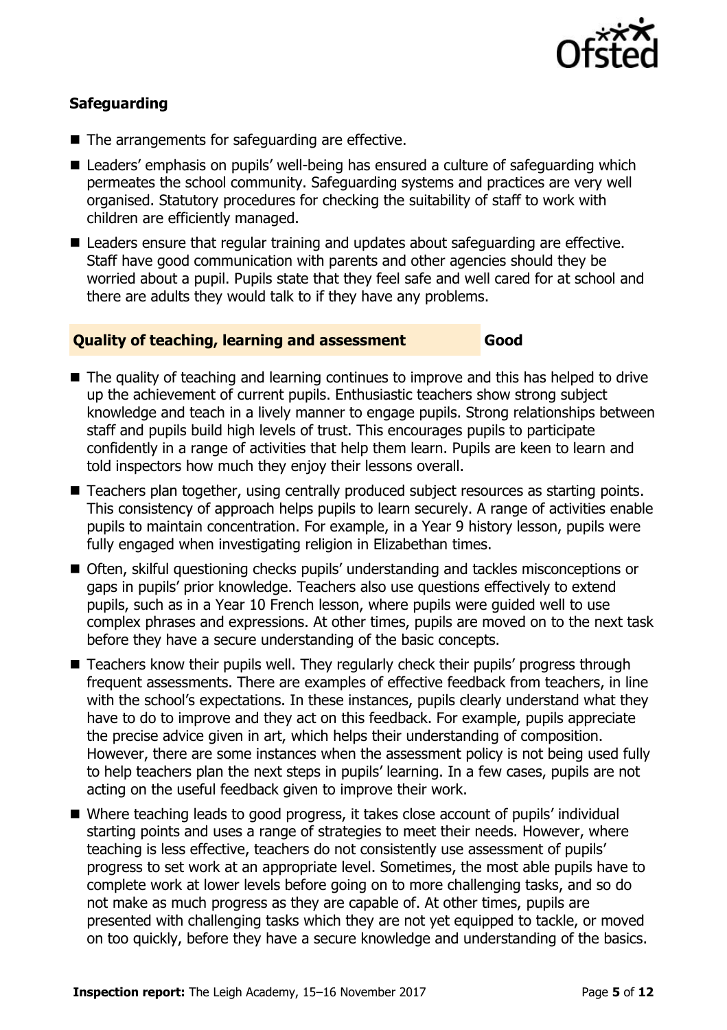### Safeguarding

- The arrangements for safeguarding are effective.
- Leaders' emphasis on pupils' well-being has ensured a culture of safeguarding which permeates the school community. Safeguarding systems and practices are very well organised. Statutory procedures for checking the suitability of staff to work with children are efficiently managed.
- Leaders ensure that regular training and updates about safeguarding are effective. Staff have good communication with parents and other agencies should they be worried about a pupil. Pupils state that they feel safe and well cared for at school and there are adults they would talk to if they have any problems.

| Quality of teaching, learning and assessment | Good |
|---|---|

- The quality of teaching and learning continues to improve and this has helped to drive up the achievement of current pupils. Enthusiastic teachers show strong subject knowledge and teach in a lively manner to engage pupils. Strong relationships between staff and pupils build high levels of trust. This encourages pupils to participate confidently in a range of activities that help them learn. Pupils are keen to learn and told inspectors how much they enjoy their lessons overall.
- Teachers plan together, using centrally produced subject resources as starting points. This consistency of approach helps pupils to learn securely. A range of activities enable pupils to maintain concentration. For example, in a Year 9 history lesson, pupils were fully engaged when investigating religion in Elizabethan times.
- Often, skilful questioning checks pupils' understanding and tackles misconceptions or gaps in pupils' prior knowledge. Teachers also use questions effectively to extend pupils, such as in a Year 10 French lesson, where pupils were guided well to use complex phrases and expressions. At other times, pupils are moved on to the next task before they have a secure understanding of the basic concepts.
- Teachers know their pupils well. They regularly check their pupils' progress through frequent assessments. There are examples of effective feedback from teachers, in line with the school's expectations. In these instances, pupils clearly understand what they have to do to improve and they act on this feedback. For example, pupils appreciate the precise advice given in art, which helps their understanding of composition. However, there are some instances when the assessment policy is not being used fully to help teachers plan the next steps in pupils' learning. In a few cases, pupils are not acting on the useful feedback given to improve their work.
- Where teaching leads to good progress, it takes close account of pupils' individual starting points and uses a range of strategies to meet their needs. However, where teaching is less effective, teachers do not consistently use assessment of pupils' progress to set work at an appropriate level. Sometimes, the most able pupils have to complete work at lower levels before going on to more challenging tasks, and so do not make as much progress as they are capable of. At other times, pupils are presented with challenging tasks which they are not yet equipped to tackle, or moved on too quickly, before they have a secure knowledge and understanding of the basics.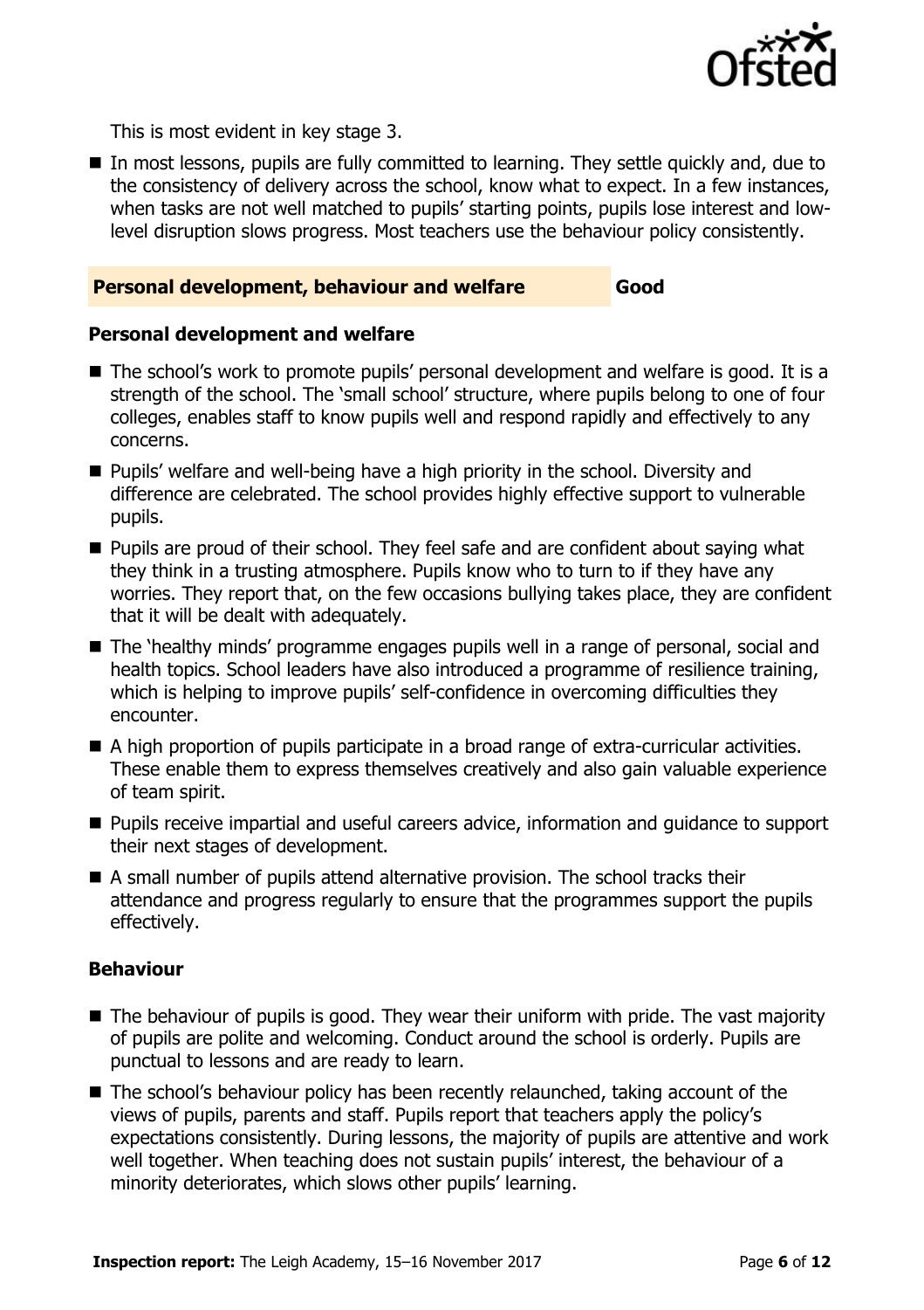This is most evident in key stage 3.

- In most lessons, pupils are fully committed to learning. They settle quickly and, due to the consistency of delivery across the school, know what to expect. In a few instances, when tasks are not well matched to pupils' starting points, pupils lose interest and low-level disruption slows progress. Most teachers use the behaviour policy consistently.

## Personal development, behaviour and welfare — Good

### Personal development and welfare

- The school's work to promote pupils' personal development and welfare is good. It is a strength of the school. The 'small school' structure, where pupils belong to one of four colleges, enables staff to know pupils well and respond rapidly and effectively to any concerns.
- Pupils' welfare and well-being have a high priority in the school. Diversity and difference are celebrated. The school provides highly effective support to vulnerable pupils.
- Pupils are proud of their school. They feel safe and are confident about saying what they think in a trusting atmosphere. Pupils know who to turn to if they have any worries. They report that, on the few occasions bullying takes place, they are confident that it will be dealt with adequately.
- The 'healthy minds' programme engages pupils well in a range of personal, social and health topics. School leaders have also introduced a programme of resilience training, which is helping to improve pupils' self-confidence in overcoming difficulties they encounter.
- A high proportion of pupils participate in a broad range of extra-curricular activities. These enable them to express themselves creatively and also gain valuable experience of team spirit.
- Pupils receive impartial and useful careers advice, information and guidance to support their next stages of development.
- A small number of pupils attend alternative provision. The school tracks their attendance and progress regularly to ensure that the programmes support the pupils effectively.

### Behaviour

- The behaviour of pupils is good. They wear their uniform with pride. The vast majority of pupils are polite and welcoming. Conduct around the school is orderly. Pupils are punctual to lessons and are ready to learn.
- The school's behaviour policy has been recently relaunched, taking account of the views of pupils, parents and staff. Pupils report that teachers apply the policy's expectations consistently. During lessons, the majority of pupils are attentive and work well together. When teaching does not sustain pupils' interest, the behaviour of a minority deteriorates, which slows other pupils' learning.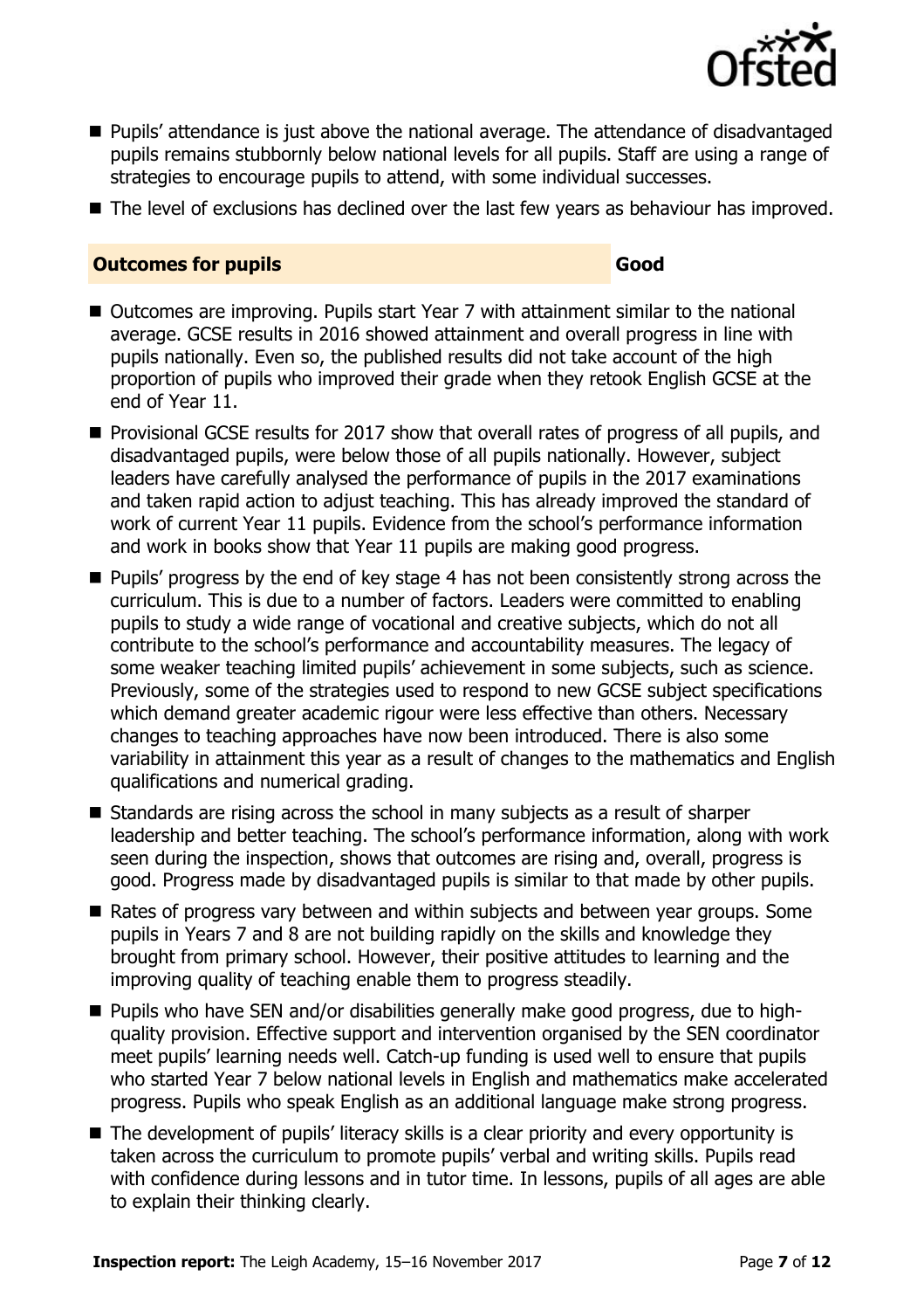- Pupils' attendance is just above the national average. The attendance of disadvantaged pupils remains stubbornly below national levels for all pupils. Staff are using a range of strategies to encourage pupils to attend, with some individual successes.
- The level of exclusions has declined over the last few years as behaviour has improved.

## Outcomes for pupils — Good

- Outcomes are improving. Pupils start Year 7 with attainment similar to the national average. GCSE results in 2016 showed attainment and overall progress in line with pupils nationally. Even so, the published results did not take account of the high proportion of pupils who improved their grade when they retook English GCSE at the end of Year 11.
- Provisional GCSE results for 2017 show that overall rates of progress of all pupils, and disadvantaged pupils, were below those of all pupils nationally. However, subject leaders have carefully analysed the performance of pupils in the 2017 examinations and taken rapid action to adjust teaching. This has already improved the standard of work of current Year 11 pupils. Evidence from the school's performance information and work in books show that Year 11 pupils are making good progress.
- Pupils' progress by the end of key stage 4 has not been consistently strong across the curriculum. This is due to a number of factors. Leaders were committed to enabling pupils to study a wide range of vocational and creative subjects, which do not all contribute to the school's performance and accountability measures. The legacy of some weaker teaching limited pupils' achievement in some subjects, such as science. Previously, some of the strategies used to respond to new GCSE subject specifications which demand greater academic rigour were less effective than others. Necessary changes to teaching approaches have now been introduced. There is also some variability in attainment this year as a result of changes to the mathematics and English qualifications and numerical grading.
- Standards are rising across the school in many subjects as a result of sharper leadership and better teaching. The school's performance information, along with work seen during the inspection, shows that outcomes are rising and, overall, progress is good. Progress made by disadvantaged pupils is similar to that made by other pupils.
- Rates of progress vary between and within subjects and between year groups. Some pupils in Years 7 and 8 are not building rapidly on the skills and knowledge they brought from primary school. However, their positive attitudes to learning and the improving quality of teaching enable them to progress steadily.
- Pupils who have SEN and/or disabilities generally make good progress, due to high-quality provision. Effective support and intervention organised by the SEN coordinator meet pupils' learning needs well. Catch-up funding is used well to ensure that pupils who started Year 7 below national levels in English and mathematics make accelerated progress. Pupils who speak English as an additional language make strong progress.
- The development of pupils' literacy skills is a clear priority and every opportunity is taken across the curriculum to promote pupils' verbal and writing skills. Pupils read with confidence during lessons and in tutor time. In lessons, pupils of all ages are able to explain their thinking clearly.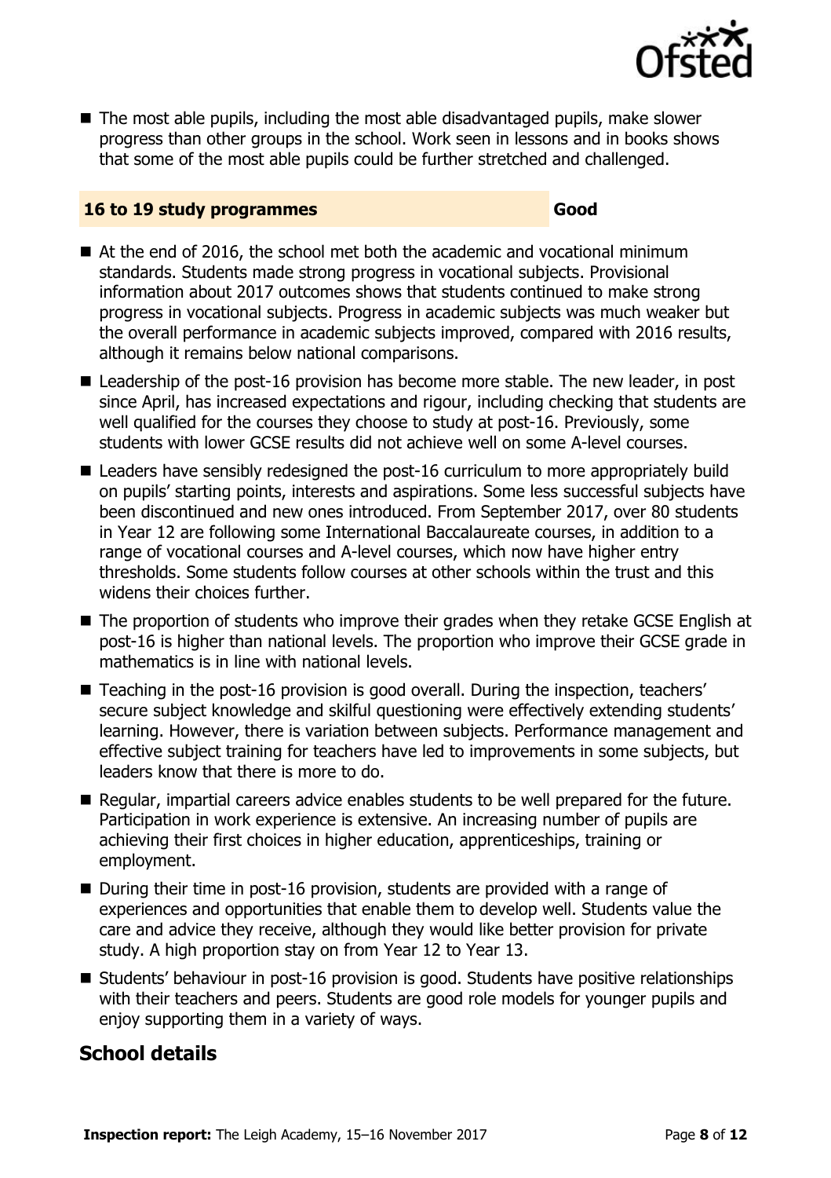- The most able pupils, including the most able disadvantaged pupils, make slower progress than other groups in the school. Work seen in lessons and in books shows that some of the most able pupils could be further stretched and challenged.

### 16 to 19 study programmes — Good

- At the end of 2016, the school met both the academic and vocational minimum standards. Students made strong progress in vocational subjects. Provisional information about 2017 outcomes shows that students continued to make strong progress in vocational subjects. Progress in academic subjects was much weaker but the overall performance in academic subjects improved, compared with 2016 results, although it remains below national comparisons.
- Leadership of the post-16 provision has become more stable. The new leader, in post since April, has increased expectations and rigour, including checking that students are well qualified for the courses they choose to study at post-16. Previously, some students with lower GCSE results did not achieve well on some A-level courses.
- Leaders have sensibly redesigned the post-16 curriculum to more appropriately build on pupils' starting points, interests and aspirations. Some less successful subjects have been discontinued and new ones introduced. From September 2017, over 80 students in Year 12 are following some International Baccalaureate courses, in addition to a range of vocational courses and A-level courses, which now have higher entry thresholds. Some students follow courses at other schools within the trust and this widens their choices further.
- The proportion of students who improve their grades when they retake GCSE English at post-16 is higher than national levels. The proportion who improve their GCSE grade in mathematics is in line with national levels.
- Teaching in the post-16 provision is good overall. During the inspection, teachers' secure subject knowledge and skilful questioning were effectively extending students' learning. However, there is variation between subjects. Performance management and effective subject training for teachers have led to improvements in some subjects, but leaders know that there is more to do.
- Regular, impartial careers advice enables students to be well prepared for the future. Participation in work experience is extensive. An increasing number of pupils are achieving their first choices in higher education, apprenticeships, training or employment.
- During their time in post-16 provision, students are provided with a range of experiences and opportunities that enable them to develop well. Students value the care and advice they receive, although they would like better provision for private study. A high proportion stay on from Year 12 to Year 13.
- Students' behaviour in post-16 provision is good. Students have positive relationships with their teachers and peers. Students are good role models for younger pupils and enjoy supporting them in a variety of ways.

## School details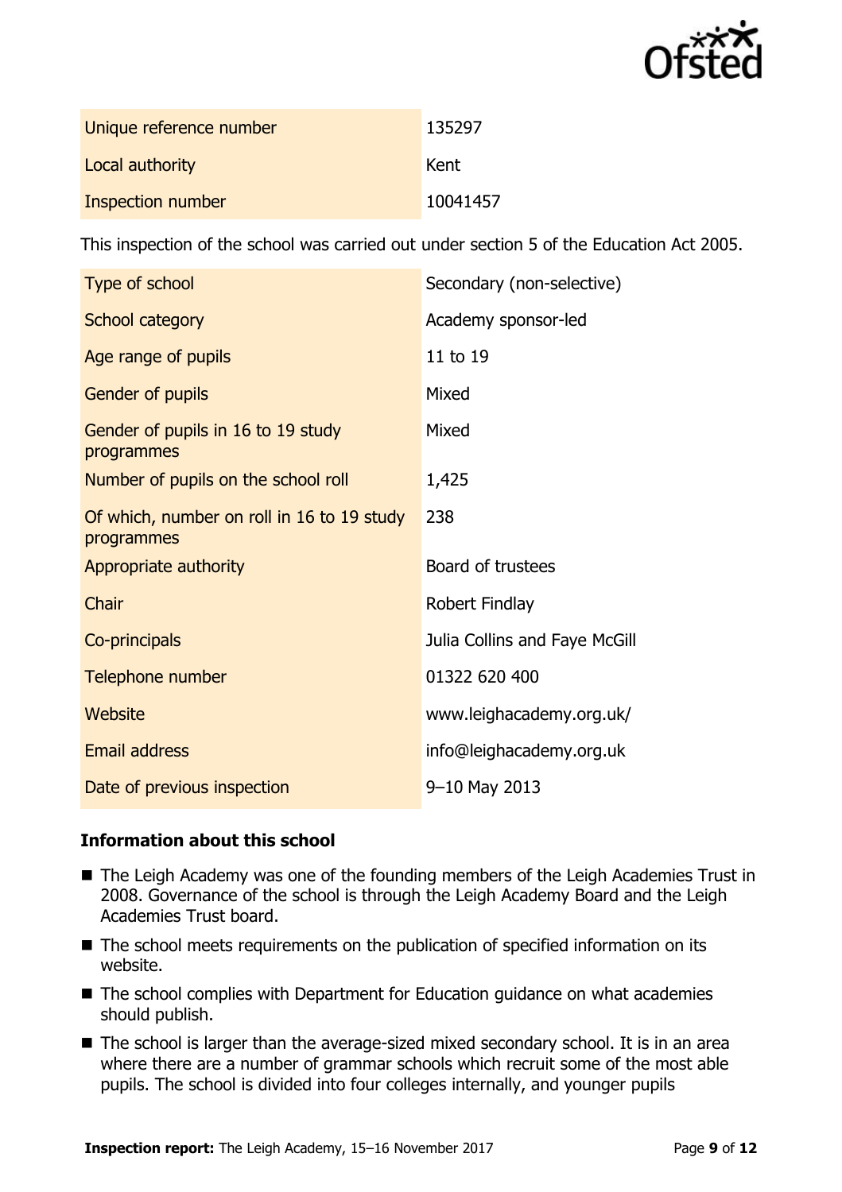| | |
|---|---|
| Unique reference number | 135297 |
| Local authority | Kent |
| Inspection number | 10041457 |

This inspection of the school was carried out under section 5 of the Education Act 2005.

| | |
|---|---|
| Type of school | Secondary (non-selective) |
| School category | Academy sponsor-led |
| Age range of pupils | 11 to 19 |
| Gender of pupils | Mixed |
| Gender of pupils in 16 to 19 study programmes | Mixed |
| Number of pupils on the school roll | 1,425 |
| Of which, number on roll in 16 to 19 study programmes | 238 |
| Appropriate authority | Board of trustees |
| Chair | Robert Findlay |
| Co-principals | Julia Collins and Faye McGill |
| Telephone number | 01322 620 400 |
| Website | www.leighacademy.org.uk/ |
| Email address | info@leighacademy.org.uk |
| Date of previous inspection | 9–10 May 2013 |

### Information about this school

- The Leigh Academy was one of the founding members of the Leigh Academies Trust in 2008. Governance of the school is through the Leigh Academy Board and the Leigh Academies Trust board.
- The school meets requirements on the publication of specified information on its website.
- The school complies with Department for Education guidance on what academies should publish.
- The school is larger than the average-sized mixed secondary school. It is in an area where there are a number of grammar schools which recruit some of the most able pupils. The school is divided into four colleges internally, and younger pupils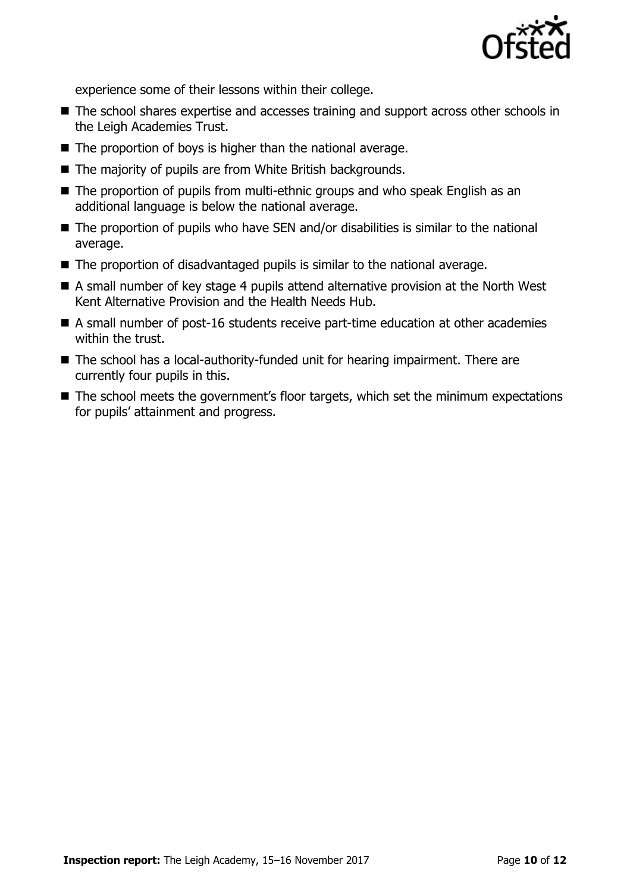experience some of their lessons within their college.

- The school shares expertise and accesses training and support across other schools in the Leigh Academies Trust.
- The proportion of boys is higher than the national average.
- The majority of pupils are from White British backgrounds.
- The proportion of pupils from multi-ethnic groups and who speak English as an additional language is below the national average.
- The proportion of pupils who have SEN and/or disabilities is similar to the national average.
- The proportion of disadvantaged pupils is similar to the national average.
- A small number of key stage 4 pupils attend alternative provision at the North West Kent Alternative Provision and the Health Needs Hub.
- A small number of post-16 students receive part-time education at other academies within the trust.
- The school has a local-authority-funded unit for hearing impairment. There are currently four pupils in this.
- The school meets the government's floor targets, which set the minimum expectations for pupils' attainment and progress.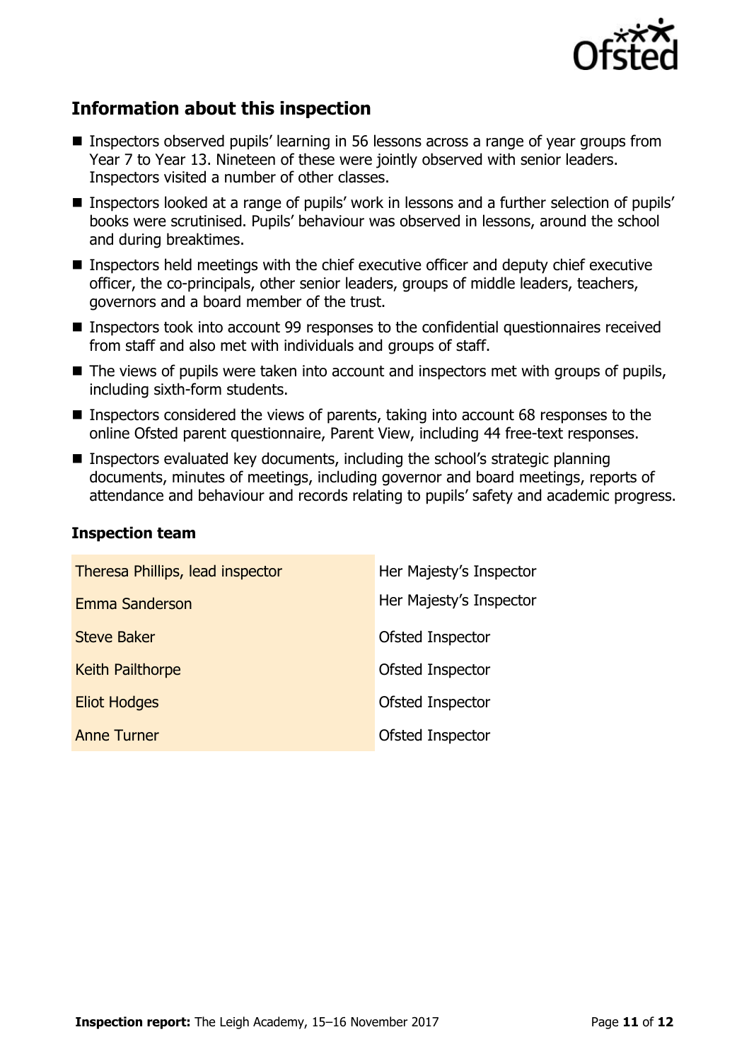## Information about this inspection

- Inspectors observed pupils' learning in 56 lessons across a range of year groups from Year 7 to Year 13. Nineteen of these were jointly observed with senior leaders. Inspectors visited a number of other classes.
- Inspectors looked at a range of pupils' work in lessons and a further selection of pupils' books were scrutinised. Pupils' behaviour was observed in lessons, around the school and during breaktimes.
- Inspectors held meetings with the chief executive officer and deputy chief executive officer, the co-principals, other senior leaders, groups of middle leaders, teachers, governors and a board member of the trust.
- Inspectors took into account 99 responses to the confidential questionnaires received from staff and also met with individuals and groups of staff.
- The views of pupils were taken into account and inspectors met with groups of pupils, including sixth-form students.
- Inspectors considered the views of parents, taking into account 68 responses to the online Ofsted parent questionnaire, Parent View, including 44 free-text responses.
- Inspectors evaluated key documents, including the school's strategic planning documents, minutes of meetings, including governor and board meetings, reports of attendance and behaviour and records relating to pupils' safety and academic progress.

### Inspection team

| | |
|---|---|
| Theresa Phillips, lead inspector | Her Majesty's Inspector |
| Emma Sanderson | Her Majesty's Inspector |
| Steve Baker | Ofsted Inspector |
| Keith Pailthorpe | Ofsted Inspector |
| Eliot Hodges | Ofsted Inspector |
| Anne Turner | Ofsted Inspector |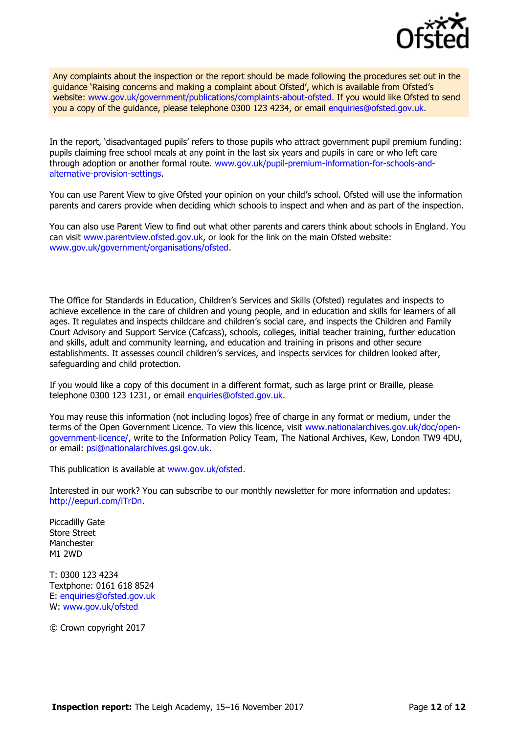Any complaints about the inspection or the report should be made following the procedures set out in the guidance 'Raising concerns and making a complaint about Ofsted', which is available from Ofsted's website: www.gov.uk/government/publications/complaints-about-ofsted. If you would like Ofsted to send you a copy of the guidance, please telephone 0300 123 4234, or email enquiries@ofsted.gov.uk.

In the report, 'disadvantaged pupils' refers to those pupils who attract government pupil premium funding: pupils claiming free school meals at any point in the last six years and pupils in care or who left care through adoption or another formal route. www.gov.uk/pupil-premium-information-for-schools-and-alternative-provision-settings.

You can use Parent View to give Ofsted your opinion on your child's school. Ofsted will use the information parents and carers provide when deciding which schools to inspect and when and as part of the inspection.

You can also use Parent View to find out what other parents and carers think about schools in England. You can visit www.parentview.ofsted.gov.uk, or look for the link on the main Ofsted website: www.gov.uk/government/organisations/ofsted.

The Office for Standards in Education, Children's Services and Skills (Ofsted) regulates and inspects to achieve excellence in the care of children and young people, and in education and skills for learners of all ages. It regulates and inspects childcare and children's social care, and inspects the Children and Family Court Advisory and Support Service (Cafcass), schools, colleges, initial teacher training, further education and skills, adult and community learning, and education and training in prisons and other secure establishments. It assesses council children's services, and inspects services for children looked after, safeguarding and child protection.

If you would like a copy of this document in a different format, such as large print or Braille, please telephone 0300 123 1231, or email enquiries@ofsted.gov.uk.

You may reuse this information (not including logos) free of charge in any format or medium, under the terms of the Open Government Licence. To view this licence, visit www.nationalarchives.gov.uk/doc/open-government-licence/, write to the Information Policy Team, The National Archives, Kew, London TW9 4DU, or email: psi@nationalarchives.gsi.gov.uk.

This publication is available at www.gov.uk/ofsted.

Interested in our work? You can subscribe to our monthly newsletter for more information and updates: http://eepurl.com/iTrDn.

Piccadilly Gate
Store Street
Manchester
M1 2WD

T: 0300 123 4234
Textphone: 0161 618 8524
E: enquiries@ofsted.gov.uk
W: www.gov.uk/ofsted

© Crown copyright 2017